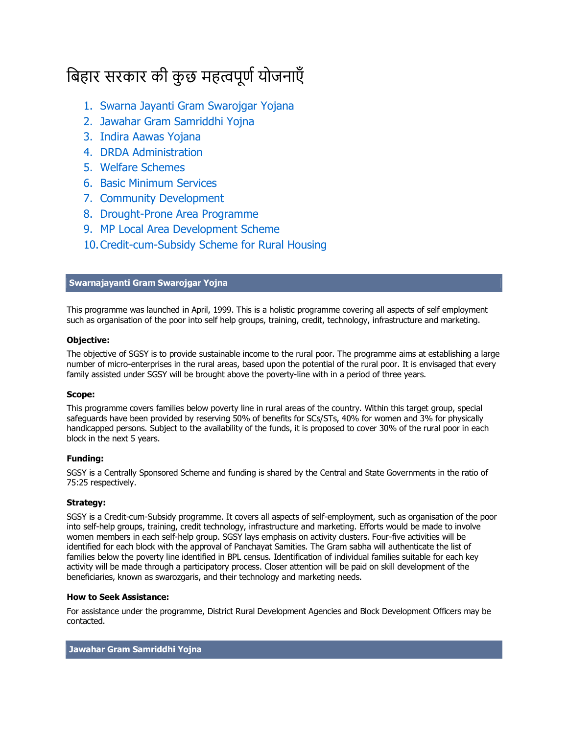# बिहार सरकार की कुछ महत्वपूर्ण योजनाएँ

1. Swarna Jayanti Gram Swarojgar Yojana
2. Jawahar Gram Samriddhi Yojna
3. Indira Aawas Yojana
4. DRDA Administration
5. Welfare Schemes
6. Basic Minimum Services
7. Community Development
8. Drought-Prone Area Programme
9. MP Local Area Development Scheme
10. Credit-cum-Subsidy Scheme for Rural Housing

## Swarnajayanti Gram Swarojgar Yojna

This programme was launched in April, 1999. This is a holistic programme covering all aspects of self employment such as organisation of the poor into self help groups, training, credit, technology, infrastructure and marketing.

**Objective:**

The objective of SGSY is to provide sustainable income to the rural poor. The programme aims at establishing a large number of micro-enterprises in the rural areas, based upon the potential of the rural poor. It is envisaged that every family assisted under SGSY will be brought above the poverty-line with in a period of three years.

**Scope:**

This programme covers families below poverty line in rural areas of the country. Within this target group, special safeguards have been provided by reserving 50% of benefits for SCs/STs, 40% for women and 3% for physically handicapped persons. Subject to the availability of the funds, it is proposed to cover 30% of the rural poor in each block in the next 5 years.

**Funding:**

SGSY is a Centrally Sponsored Scheme and funding is shared by the Central and State Governments in the ratio of 75:25 respectively.

**Strategy:**

SGSY is a Credit-cum-Subsidy programme. It covers all aspects of self-employment, such as organisation of the poor into self-help groups, training, credit technology, infrastructure and marketing. Efforts would be made to involve women members in each self-help group. SGSY lays emphasis on activity clusters. Four-five activities will be identified for each block with the approval of Panchayat Samities. The Gram sabha will authenticate the list of families below the poverty line identified in BPL census. Identification of individual families suitable for each key activity will be made through a participatory process. Closer attention will be paid on skill development of the beneficiaries, known as swarozgaris, and their technology and marketing needs.

**How to Seek Assistance:**

For assistance under the programme, District Rural Development Agencies and Block Development Officers may be contacted.

## Jawahar Gram Samriddhi Yojna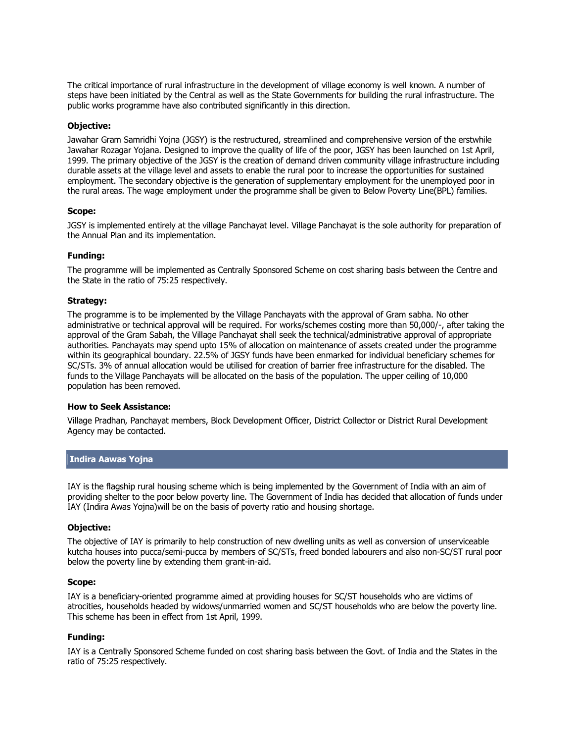The critical importance of rural infrastructure in the development of village economy is well known. A number of steps have been initiated by the Central as well as the State Governments for building the rural infrastructure. The public works programme have also contributed significantly in this direction.

**Objective:**

Jawahar Gram Samridhi Yojna (JGSY) is the restructured, streamlined and comprehensive version of the erstwhile Jawahar Rozagar Yojana. Designed to improve the quality of life of the poor, JGSY has been launched on 1st April, 1999. The primary objective of the JGSY is the creation of demand driven community village infrastructure including durable assets at the village level and assets to enable the rural poor to increase the opportunities for sustained employment. The secondary objective is the generation of supplementary employment for the unemployed poor in the rural areas. The wage employment under the programme shall be given to Below Poverty Line(BPL) families.

**Scope:**

JGSY is implemented entirely at the village Panchayat level. Village Panchayat is the sole authority for preparation of the Annual Plan and its implementation.

**Funding:**

The programme will be implemented as Centrally Sponsored Scheme on cost sharing basis between the Centre and the State in the ratio of 75:25 respectively.

**Strategy:**

The programme is to be implemented by the Village Panchayats with the approval of Gram sabha. No other administrative or technical approval will be required. For works/schemes costing more than 50,000/-, after taking the approval of the Gram Sabah, the Village Panchayat shall seek the technical/administrative approval of appropriate authorities. Panchayats may spend upto 15% of allocation on maintenance of assets created under the programme within its geographical boundary. 22.5% of JGSY funds have been enmarked for individual beneficiary schemes for SC/STs. 3% of annual allocation would be utilised for creation of barrier free infrastructure for the disabled. The funds to the Village Panchayats will be allocated on the basis of the population. The upper ceiling of 10,000 population has been removed.

**How to Seek Assistance:**

Village Pradhan, Panchayat members, Block Development Officer, District Collector or District Rural Development Agency may be contacted.

## Indira Aawas Yojna

IAY is the flagship rural housing scheme which is being implemented by the Government of India with an aim of providing shelter to the poor below poverty line. The Government of India has decided that allocation of funds under IAY (Indira Awas Yojna)will be on the basis of poverty ratio and housing shortage.

**Objective:**

The objective of IAY is primarily to help construction of new dwelling units as well as conversion of unserviceable kutcha houses into pucca/semi-pucca by members of SC/STs, freed bonded labourers and also non-SC/ST rural poor below the poverty line by extending them grant-in-aid.

**Scope:**

IAY is a beneficiary-oriented programme aimed at providing houses for SC/ST households who are victims of atrocities, households headed by widows/unmarried women and SC/ST households who are below the poverty line. This scheme has been in effect from 1st April, 1999.

**Funding:**

IAY is a Centrally Sponsored Scheme funded on cost sharing basis between the Govt. of India and the States in the ratio of 75:25 respectively.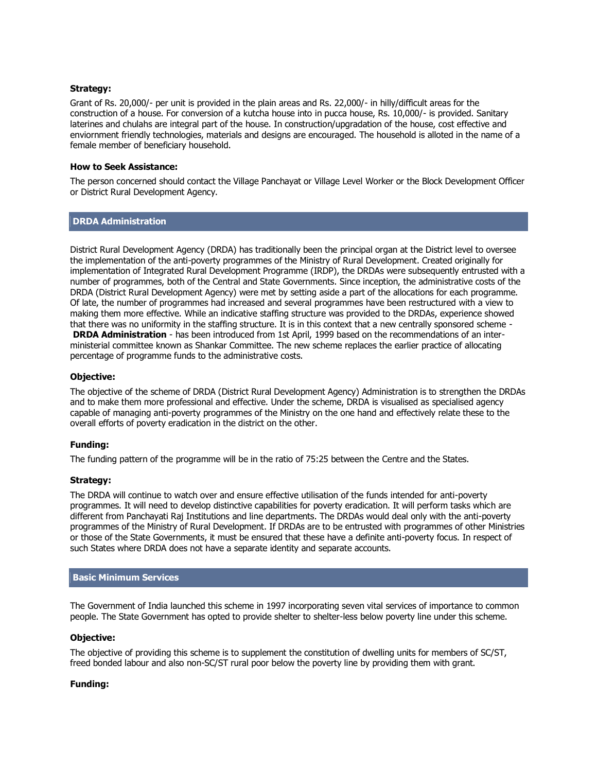**Strategy:**

Grant of Rs. 20,000/- per unit is provided in the plain areas and Rs. 22,000/- in hilly/difficult areas for the construction of a house. For conversion of a kutcha house into in pucca house, Rs. 10,000/- is provided. Sanitary laterines and chulahs are integral part of the house. In construction/upgradation of the house, cost effective and enviornment friendly technologies, materials and designs are encouraged. The household is alloted in the name of a female member of beneficiary household.

**How to Seek Assistance:**

The person concerned should contact the Village Panchayat or Village Level Worker or the Block Development Officer or District Rural Development Agency.

## DRDA Administration

District Rural Development Agency (DRDA) has traditionally been the principal organ at the District level to oversee the implementation of the anti-poverty programmes of the Ministry of Rural Development. Created originally for implementation of Integrated Rural Development Programme (IRDP), the DRDAs were subsequently entrusted with a number of programmes, both of the Central and State Governments. Since inception, the administrative costs of the DRDA (District Rural Development Agency) were met by setting aside a part of the allocations for each programme. Of late, the number of programmes had increased and several programmes have been restructured with a view to making them more effective. While an indicative staffing structure was provided to the DRDAs, experience showed that there was no uniformity in the staffing structure. It is in this context that a new centrally sponsored scheme - **DRDA Administration** - has been introduced from 1st April, 1999 based on the recommendations of an inter-ministerial committee known as Shankar Committee. The new scheme replaces the earlier practice of allocating percentage of programme funds to the administrative costs.

**Objective:**

The objective of the scheme of DRDA (District Rural Development Agency) Administration is to strengthen the DRDAs and to make them more professional and effective. Under the scheme, DRDA is visualised as specialised agency capable of managing anti-poverty programmes of the Ministry on the one hand and effectively relate these to the overall efforts of poverty eradication in the district on the other.

**Funding:**

The funding pattern of the programme will be in the ratio of 75:25 between the Centre and the States.

**Strategy:**

The DRDA will continue to watch over and ensure effective utilisation of the funds intended for anti-poverty programmes. It will need to develop distinctive capabilities for poverty eradication. It will perform tasks which are different from Panchayati Raj Institutions and line departments. The DRDAs would deal only with the anti-poverty programmes of the Ministry of Rural Development. If DRDAs are to be entrusted with programmes of other Ministries or those of the State Governments, it must be ensured that these have a definite anti-poverty focus. In respect of such States where DRDA does not have a separate identity and separate accounts.

## Basic Minimum Services

The Government of India launched this scheme in 1997 incorporating seven vital services of importance to common people. The State Government has opted to provide shelter to shelter-less below poverty line under this scheme.

**Objective:**

The objective of providing this scheme is to supplement the constitution of dwelling units for members of SC/ST, freed bonded labour and also non-SC/ST rural poor below the poverty line by providing them with grant.

**Funding:**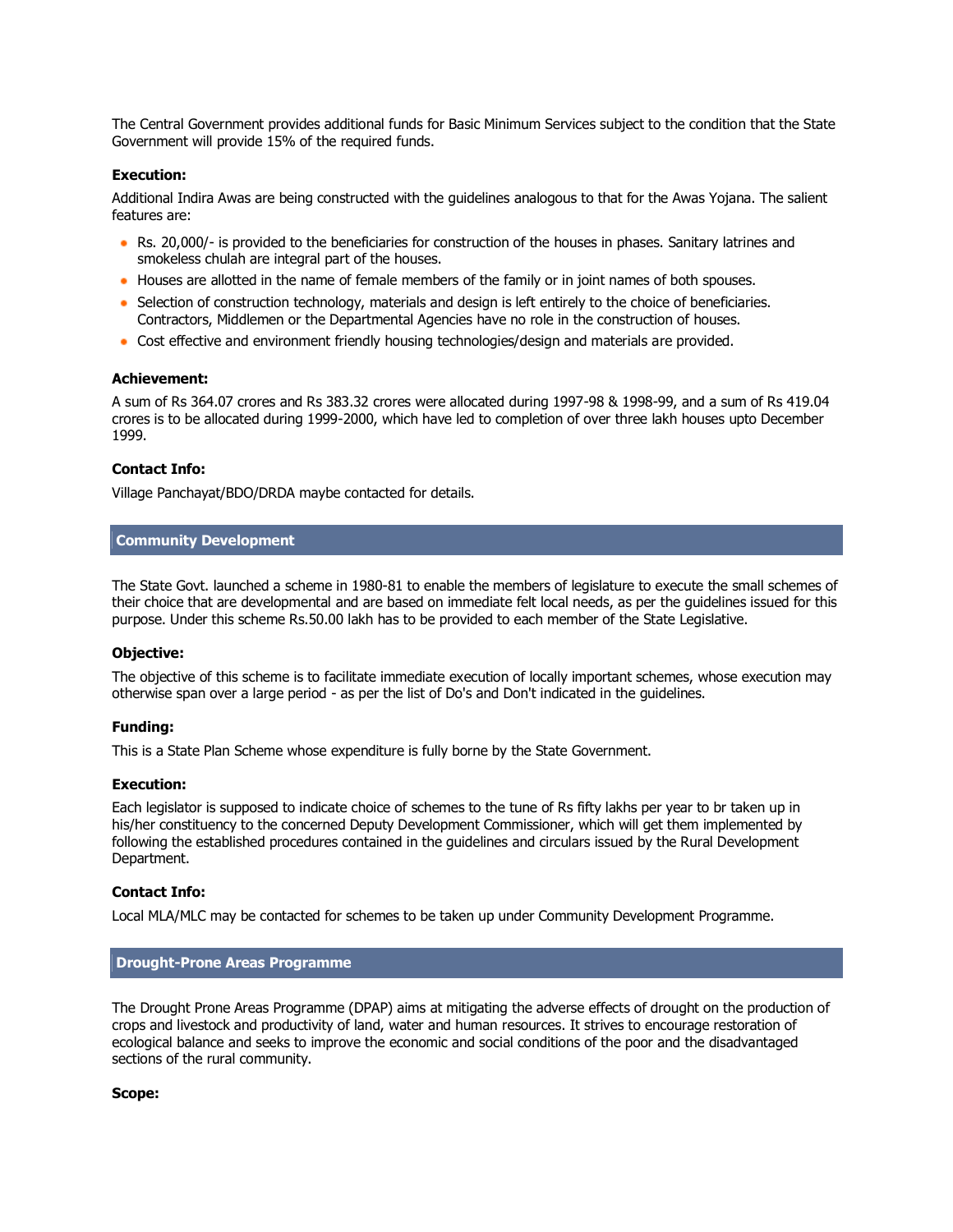The Central Government provides additional funds for Basic Minimum Services subject to the condition that the State Government will provide 15% of the required funds.

**Execution:**

Additional Indira Awas are being constructed with the guidelines analogous to that for the Awas Yojana. The salient features are:

- Rs. 20,000/- is provided to the beneficiaries for construction of the houses in phases. Sanitary latrines and smokeless chulah are integral part of the houses.
- Houses are allotted in the name of female members of the family or in joint names of both spouses.
- Selection of construction technology, materials and design is left entirely to the choice of beneficiaries. Contractors, Middlemen or the Departmental Agencies have no role in the construction of houses.
- Cost effective and environment friendly housing technologies/design and materials are provided.

**Achievement:**

A sum of Rs 364.07 crores and Rs 383.32 crores were allocated during 1997-98 & 1998-99, and a sum of Rs 419.04 crores is to be allocated during 1999-2000, which have led to completion of over three lakh houses upto December 1999.

**Contact Info:**

Village Panchayat/BDO/DRDA maybe contacted for details.

## Community Development

The State Govt. launched a scheme in 1980-81 to enable the members of legislature to execute the small schemes of their choice that are developmental and are based on immediate felt local needs, as per the guidelines issued for this purpose. Under this scheme Rs.50.00 lakh has to be provided to each member of the State Legislative.

**Objective:**

The objective of this scheme is to facilitate immediate execution of locally important schemes, whose execution may otherwise span over a large period - as per the list of Do's and Don't indicated in the guidelines.

**Funding:**

This is a State Plan Scheme whose expenditure is fully borne by the State Government.

**Execution:**

Each legislator is supposed to indicate choice of schemes to the tune of Rs fifty lakhs per year to br taken up in his/her constituency to the concerned Deputy Development Commissioner, which will get them implemented by following the established procedures contained in the guidelines and circulars issued by the Rural Development Department.

**Contact Info:**

Local MLA/MLC may be contacted for schemes to be taken up under Community Development Programme.

## Drought-Prone Areas Programme

The Drought Prone Areas Programme (DPAP) aims at mitigating the adverse effects of drought on the production of crops and livestock and productivity of land, water and human resources. It strives to encourage restoration of ecological balance and seeks to improve the economic and social conditions of the poor and the disadvantaged sections of the rural community.

**Scope:**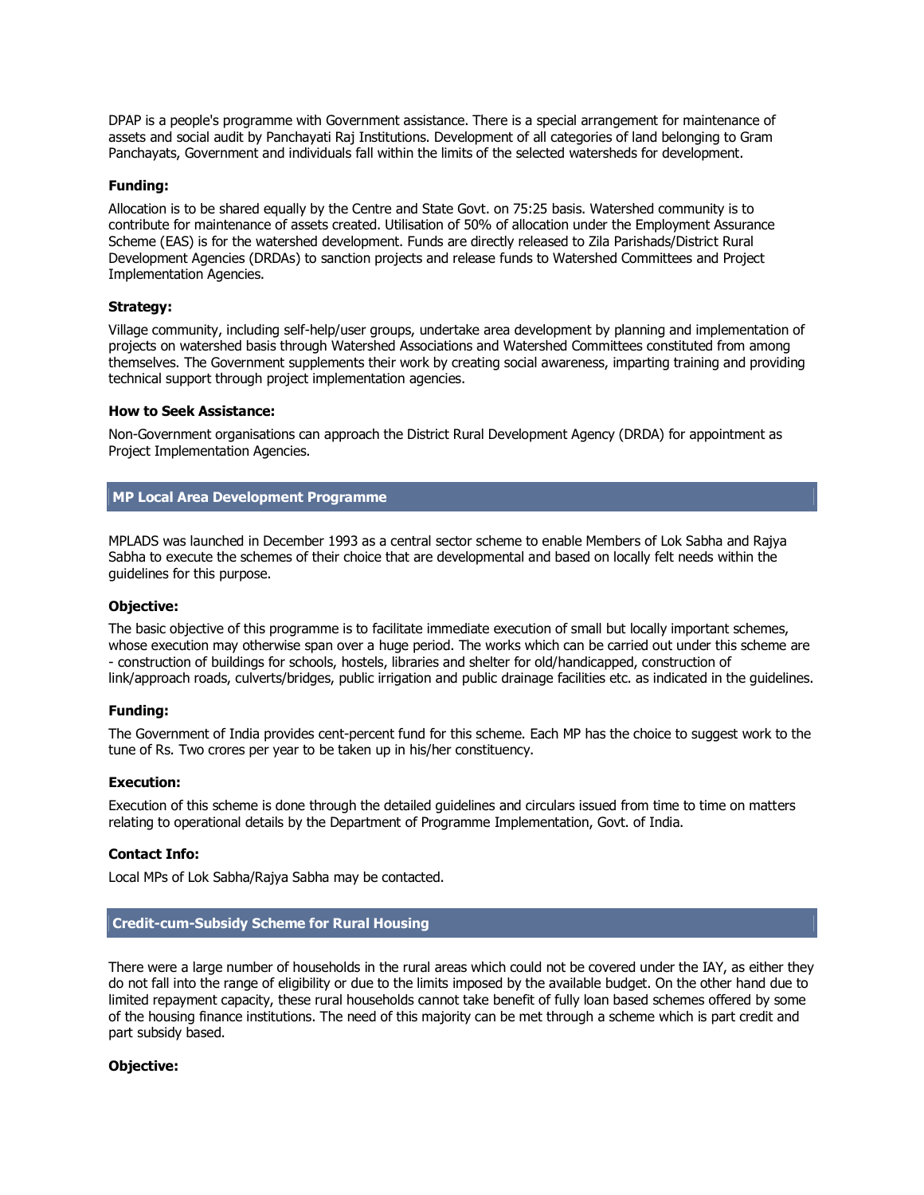DPAP is a people's programme with Government assistance. There is a special arrangement for maintenance of assets and social audit by Panchayati Raj Institutions. Development of all categories of land belonging to Gram Panchayats, Government and individuals fall within the limits of the selected watersheds for development.

**Funding:**

Allocation is to be shared equally by the Centre and State Govt. on 75:25 basis. Watershed community is to contribute for maintenance of assets created. Utilisation of 50% of allocation under the Employment Assurance Scheme (EAS) is for the watershed development. Funds are directly released to Zila Parishads/District Rural Development Agencies (DRDAs) to sanction projects and release funds to Watershed Committees and Project Implementation Agencies.

**Strategy:**

Village community, including self-help/user groups, undertake area development by planning and implementation of projects on watershed basis through Watershed Associations and Watershed Committees constituted from among themselves. The Government supplements their work by creating social awareness, imparting training and providing technical support through project implementation agencies.

**How to Seek Assistance:**

Non-Government organisations can approach the District Rural Development Agency (DRDA) for appointment as Project Implementation Agencies.

## MP Local Area Development Programme

MPLADS was launched in December 1993 as a central sector scheme to enable Members of Lok Sabha and Rajya Sabha to execute the schemes of their choice that are developmental and based on locally felt needs within the guidelines for this purpose.

**Objective:**

The basic objective of this programme is to facilitate immediate execution of small but locally important schemes, whose execution may otherwise span over a huge period. The works which can be carried out under this scheme are - construction of buildings for schools, hostels, libraries and shelter for old/handicapped, construction of link/approach roads, culverts/bridges, public irrigation and public drainage facilities etc. as indicated in the guidelines.

**Funding:**

The Government of India provides cent-percent fund for this scheme. Each MP has the choice to suggest work to the tune of Rs. Two crores per year to be taken up in his/her constituency.

**Execution:**

Execution of this scheme is done through the detailed guidelines and circulars issued from time to time on matters relating to operational details by the Department of Programme Implementation, Govt. of India.

**Contact Info:**

Local MPs of Lok Sabha/Rajya Sabha may be contacted.

## Credit-cum-Subsidy Scheme for Rural Housing

There were a large number of households in the rural areas which could not be covered under the IAY, as either they do not fall into the range of eligibility or due to the limits imposed by the available budget. On the other hand due to limited repayment capacity, these rural households cannot take benefit of fully loan based schemes offered by some of the housing finance institutions. The need of this majority can be met through a scheme which is part credit and part subsidy based.

**Objective:**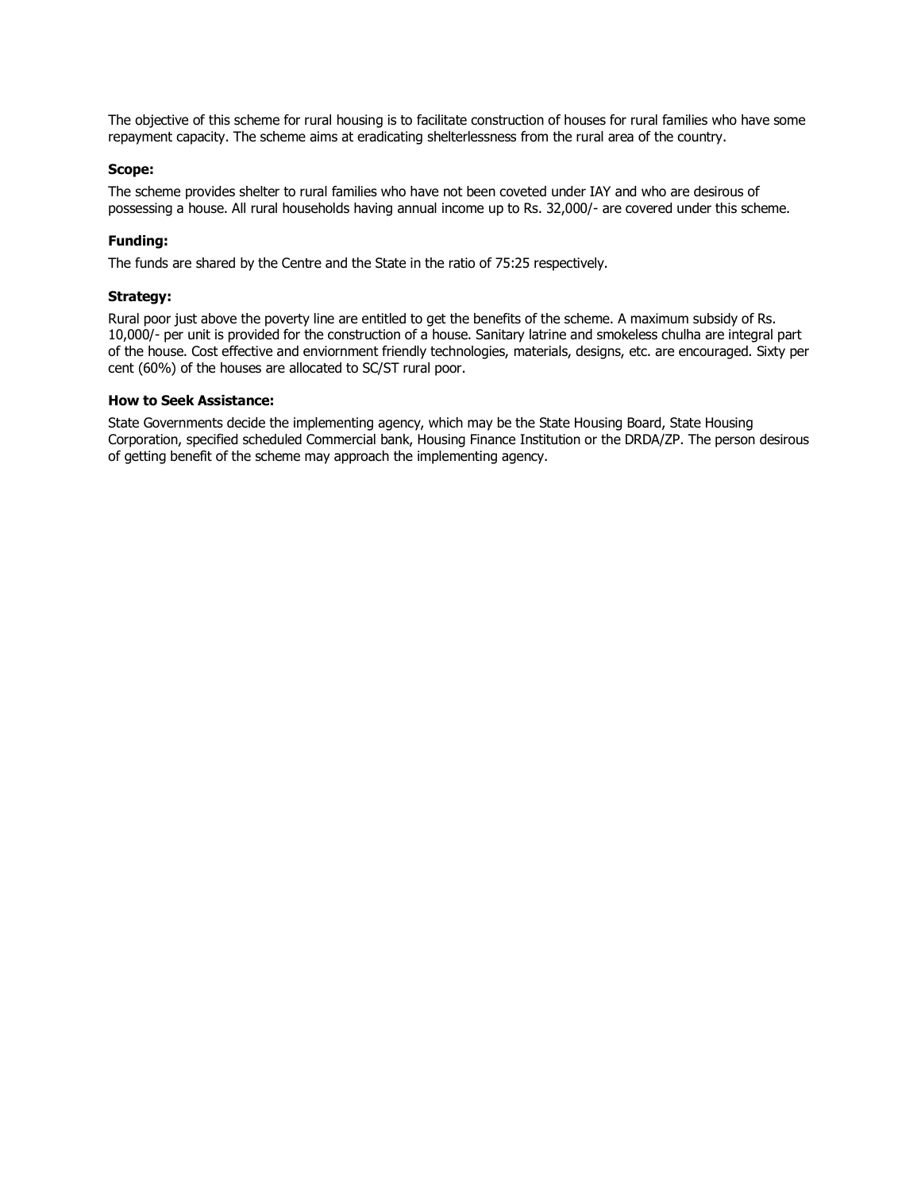The objective of this scheme for rural housing is to facilitate construction of houses for rural families who have some repayment capacity. The scheme aims at eradicating shelterlessness from the rural area of the country.

**Scope:**

The scheme provides shelter to rural families who have not been coveted under IAY and who are desirous of possessing a house. All rural households having annual income up to Rs. 32,000/- are covered under this scheme.

**Funding:**

The funds are shared by the Centre and the State in the ratio of 75:25 respectively.

**Strategy:**

Rural poor just above the poverty line are entitled to get the benefits of the scheme. A maximum subsidy of Rs. 10,000/- per unit is provided for the construction of a house. Sanitary latrine and smokeless chulha are integral part of the house. Cost effective and enviornment friendly technologies, materials, designs, etc. are encouraged. Sixty per cent (60%) of the houses are allocated to SC/ST rural poor.

**How to Seek Assistance:**

State Governments decide the implementing agency, which may be the State Housing Board, State Housing Corporation, specified scheduled Commercial bank, Housing Finance Institution or the DRDA/ZP. The person desirous of getting benefit of the scheme may approach the implementing agency.